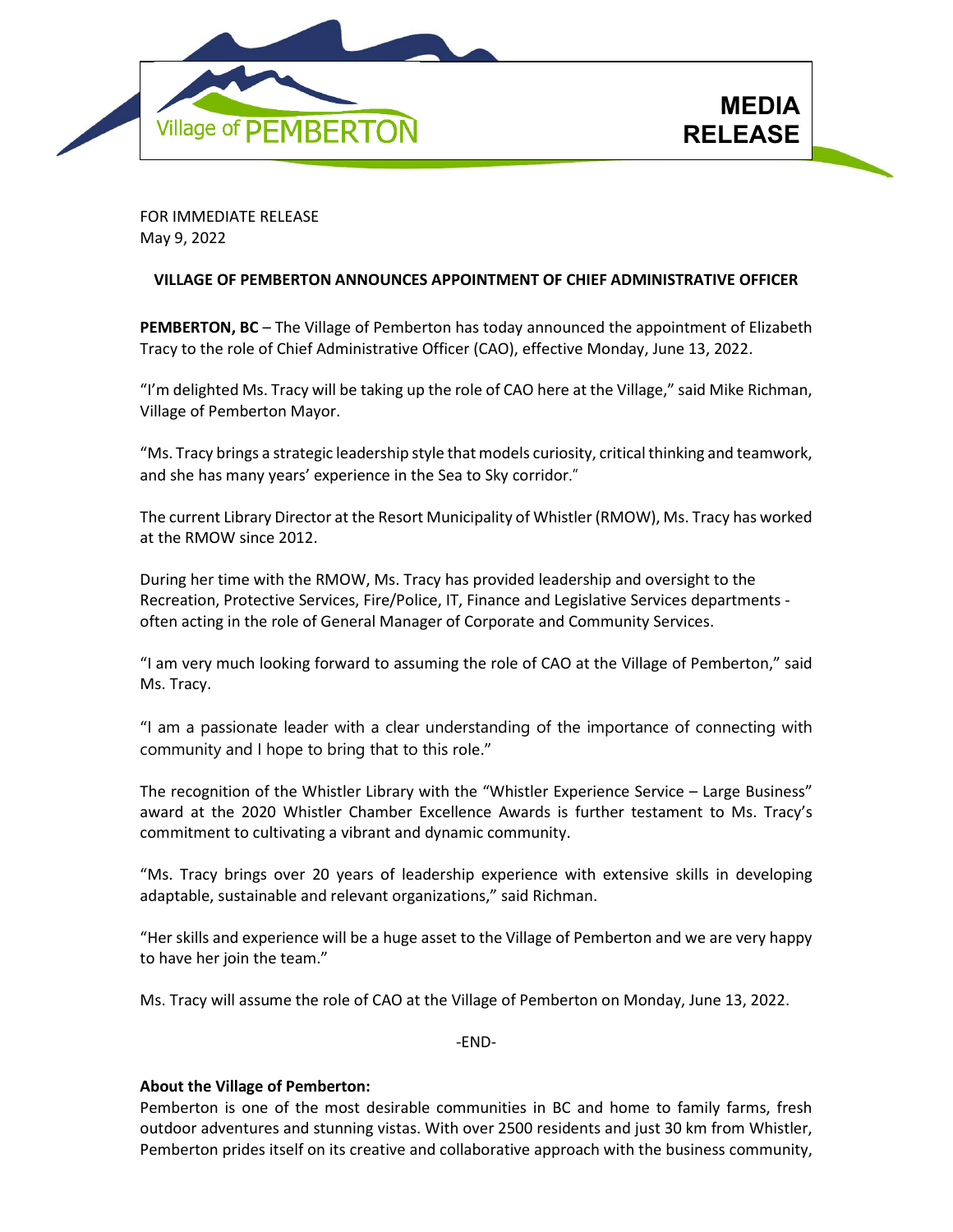Village of PEMBERTON

**MEDIA RELEASE**

FOR IMMEDIATE RELEASE
May 9, 2022

**VILLAGE OF PEMBERTON ANNOUNCES APPOINTMENT OF CHIEF ADMINISTRATIVE OFFICER**

**PEMBERTON, BC** – The Village of Pemberton has today announced the appointment of Elizabeth Tracy to the role of Chief Administrative Officer (CAO), effective Monday, June 13, 2022.

"I'm delighted Ms. Tracy will be taking up the role of CAO here at the Village," said Mike Richman, Village of Pemberton Mayor.

"Ms. Tracy brings a strategic leadership style that models curiosity, critical thinking and teamwork, and she has many years' experience in the Sea to Sky corridor."

The current Library Director at the Resort Municipality of Whistler (RMOW), Ms. Tracy has worked at the RMOW since 2012.

During her time with the RMOW, Ms. Tracy has provided leadership and oversight to the Recreation, Protective Services, Fire/Police, IT, Finance and Legislative Services departments - often acting in the role of General Manager of Corporate and Community Services.

"I am very much looking forward to assuming the role of CAO at the Village of Pemberton," said Ms. Tracy.

"I am a passionate leader with a clear understanding of the importance of connecting with community and I hope to bring that to this role."

The recognition of the Whistler Library with the "Whistler Experience Service – Large Business" award at the 2020 Whistler Chamber Excellence Awards is further testament to Ms. Tracy's commitment to cultivating a vibrant and dynamic community.

"Ms. Tracy brings over 20 years of leadership experience with extensive skills in developing adaptable, sustainable and relevant organizations," said Richman.

"Her skills and experience will be a huge asset to the Village of Pemberton and we are very happy to have her join the team."

Ms. Tracy will assume the role of CAO at the Village of Pemberton on Monday, June 13, 2022.

-END-

**About the Village of Pemberton:**
Pemberton is one of the most desirable communities in BC and home to family farms, fresh outdoor adventures and stunning vistas. With over 2500 residents and just 30 km from Whistler, Pemberton prides itself on its creative and collaborative approach with the business community,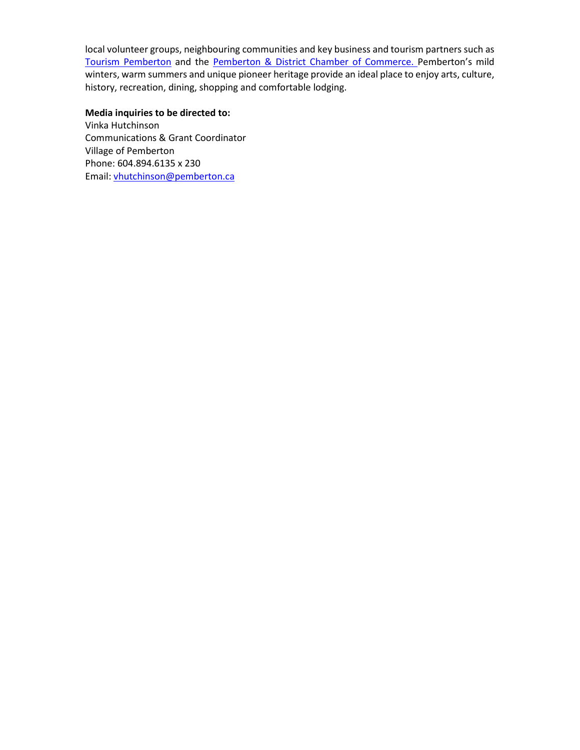local volunteer groups, neighbouring communities and key business and tourism partners such as Tourism Pemberton and the Pemberton & District Chamber of Commerce. Pemberton's mild winters, warm summers and unique pioneer heritage provide an ideal place to enjoy arts, culture, history, recreation, dining, shopping and comfortable lodging.

**Media inquiries to be directed to:**
Vinka Hutchinson
Communications & Grant Coordinator
Village of Pemberton
Phone: 604.894.6135 x 230
Email: vhutchinson@pemberton.ca